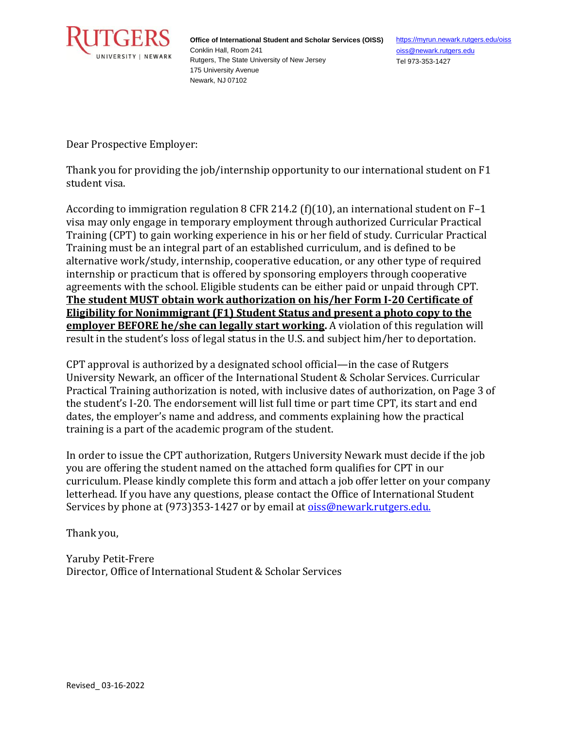RUTGERS UNIVERSITY | NEWARK

**Office of International Student and Scholar Services (OISS)**
Conklin Hall, Room 241
Rutgers, The State University of New Jersey
175 University Avenue
Newark, NJ 07102

https://myrun.newark.rutgers.edu/oiss
oiss@newark.rutgers.edu
Tel 973-353-1427

Dear Prospective Employer:

Thank you for providing the job/internship opportunity to our international student on F1 student visa.

According to immigration regulation 8 CFR 214.2 (f)(10), an international student on F–1 visa may only engage in temporary employment through authorized Curricular Practical Training (CPT) to gain working experience in his or her field of study. Curricular Practical Training must be an integral part of an established curriculum, and is defined to be alternative work/study, internship, cooperative education, or any other type of required internship or practicum that is offered by sponsoring employers through cooperative agreements with the school. Eligible students can be either paid or unpaid through CPT. **The student MUST obtain work authorization on his/her Form I-20 Certificate of Eligibility for Nonimmigrant (F1) Student Status and present a photo copy to the employer BEFORE he/she can legally start working.** A violation of this regulation will result in the student's loss of legal status in the U.S. and subject him/her to deportation.

CPT approval is authorized by a designated school official—in the case of Rutgers University Newark, an officer of the International Student & Scholar Services. Curricular Practical Training authorization is noted, with inclusive dates of authorization, on Page 3 of the student's I-20. The endorsement will list full time or part time CPT, its start and end dates, the employer's name and address, and comments explaining how the practical training is a part of the academic program of the student.

In order to issue the CPT authorization, Rutgers University Newark must decide if the job you are offering the student named on the attached form qualifies for CPT in our curriculum. Please kindly complete this form and attach a job offer letter on your company letterhead. If you have any questions, please contact the Office of International Student Services by phone at (973)353-1427 or by email at oiss@newark.rutgers.edu.

Thank you,

Yaruby Petit-Frere
Director, Office of International Student & Scholar Services

Revised_ 03-16-2022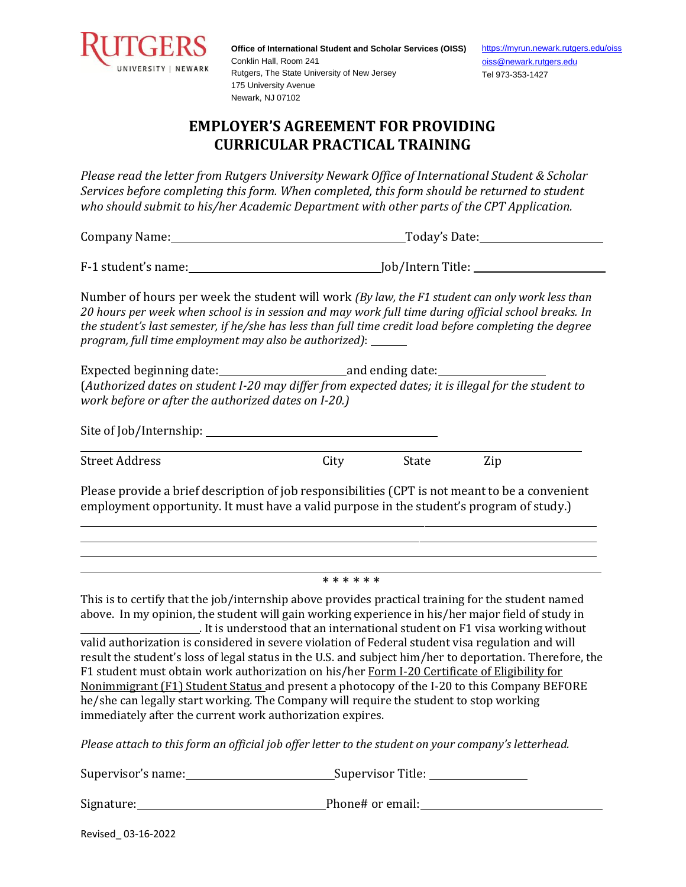RUTGERS UNIVERSITY | NEWARK

**Office of International Student and Scholar Services (OISS)**
Conklin Hall, Room 241
Rutgers, The State University of New Jersey
175 University Avenue
Newark, NJ 07102

https://myrun.newark.rutgers.edu/oiss
oiss@newark.rutgers.edu
Tel 973-353-1427

# EMPLOYER'S AGREEMENT FOR PROVIDING CURRICULAR PRACTICAL TRAINING

*Please read the letter from Rutgers University Newark Office of International Student & Scholar Services before completing this form. When completed, this form should be returned to student who should submit to his/her Academic Department with other parts of the CPT Application.*

Company Name:\_\_\_\_\_\_\_\_\_\_\_\_\_\_\_\_\_\_\_\_\_\_\_\_\_\_\_\_\_\_\_\_\_\_\_\_\_\_\_\_Today's Date:\_\_\_\_\_\_\_\_\_\_\_\_\_\_\_\_\_\_\_\_

F-1 student's name:\_\_\_\_\_\_\_\_\_\_\_\_\_\_\_\_\_\_\_\_\_\_\_\_\_\_\_\_\_\_\_\_\_\_Job/Intern Title: \_\_\_\_\_\_\_\_\_\_\_\_\_\_\_\_\_\_\_\_\_\_\_\_

Number of hours per week the student will work *(By law, the F1 student can only work less than 20 hours per week when school is in session and may work full time during official school breaks. In the student's last semester, if he/she has less than full time credit load before completing the degree program, full time employment may also be authorized)*: \_\_\_\_\_\_

Expected beginning date:\_\_\_\_\_\_\_\_\_\_\_\_\_\_\_\_\_\_\_\_\_\_and ending date:\_\_\_\_\_\_\_\_\_\_\_\_\_\_\_\_\_\_\_\_
(*Authorized dates on student I-20 may differ from expected dates; it is illegal for the student to work before or after the authorized dates on I-20.)*

Site of Job/Internship: \_\_\_\_\_\_\_\_\_\_\_\_\_\_\_\_\_\_\_\_\_\_\_\_\_\_\_\_\_\_\_\_\_\_\_\_\_\_\_\_

\_\_\_\_\_\_\_\_\_\_\_\_\_\_\_\_\_\_\_\_\_\_\_\_\_\_\_\_\_\_\_\_\_\_\_\_\_\_\_\_\_\_\_\_\_\_\_\_\_\_\_\_\_\_\_\_\_\_\_\_\_\_\_\_\_\_\_\_\_\_\_\_\_\_\_\_\_\_\_\_\_\_\_\_\_
Street Address City State Zip

Please provide a brief description of job responsibilities (CPT is not meant to be a convenient employment opportunity. It must have a valid purpose in the student's program of study.)

\_\_\_\_\_\_\_\_\_\_\_\_\_\_\_\_\_\_\_\_\_\_\_\_\_\_\_\_\_\_\_\_\_\_\_\_\_\_\_\_\_\_\_\_\_\_\_\_\_\_\_\_\_\_\_\_\_\_\_\_\_\_\_\_\_\_\_\_\_\_\_\_\_\_\_\_\_\_\_\_\_\_\_\_\_
\_\_\_\_\_\_\_\_\_\_\_\_\_\_\_\_\_\_\_\_\_\_\_\_\_\_\_\_\_\_\_\_\_\_\_\_\_\_\_\_\_\_\_\_\_\_\_\_\_\_\_\_\_\_\_\_\_\_\_\_\_\_\_\_\_\_\_\_\_\_\_\_\_\_\_\_\_\_\_\_\_\_\_\_\_
\_\_\_\_\_\_\_\_\_\_\_\_\_\_\_\_\_\_\_\_\_\_\_\_\_\_\_\_\_\_\_\_\_\_\_\_\_\_\_\_\_\_\_\_\_\_\_\_\_\_\_\_\_\_\_\_\_\_\_\_\_\_\_\_\_\_\_\_\_\_\_\_\_\_\_\_\_\_\_\_\_\_\_\_\_
\_\_\_\_\_\_\_\_\_\_\_\_\_\_\_\_\_\_\_\_\_\_\_\_\_\_\_\_\_\_\_\_\_\_\_\_\_\_\_\_\_\_\_\_\_\_\_\_\_\_\_\_\_\_\_\_\_\_\_\_\_\_\_\_\_\_\_\_\_\_\_\_\_\_\_\_\_\_\_\_\_\_\_\_\_

\* \* \* \* \* \*

This is to certify that the job/internship above provides practical training for the student named above. In my opinion, the student will gain working experience in his/her major field of study in \_\_\_\_\_\_\_\_\_\_\_\_\_\_\_\_\_\_\_\_\_\_. It is understood that an international student on F1 visa working without valid authorization is considered in severe violation of Federal student visa regulation and will result the student's loss of legal status in the U.S. and subject him/her to deportation. Therefore, the F1 student must obtain work authorization on his/her Form I-20 Certificate of Eligibility for Nonimmigrant (F1) Student Status and present a photocopy of the I-20 to this Company BEFORE he/she can legally start working. The Company will require the student to stop working immediately after the current work authorization expires.

*Please attach to this form an official job offer letter to the student on your company's letterhead.*

Supervisor's name:\_\_\_\_\_\_\_\_\_\_\_\_\_\_\_\_\_\_\_\_\_\_\_\_\_\_\_Supervisor Title: \_\_\_\_\_\_\_\_\_\_\_\_\_\_\_\_\_\_

Signature:\_\_\_\_\_\_\_\_\_\_\_\_\_\_\_\_\_\_\_\_\_\_\_\_\_\_\_\_\_\_\_\_\_\_Phone# or email:\_\_\_\_\_\_\_\_\_\_\_\_\_\_\_\_\_\_\_\_\_\_\_\_\_\_\_\_\_\_\_\_\_

Revised_ 03-16-2022